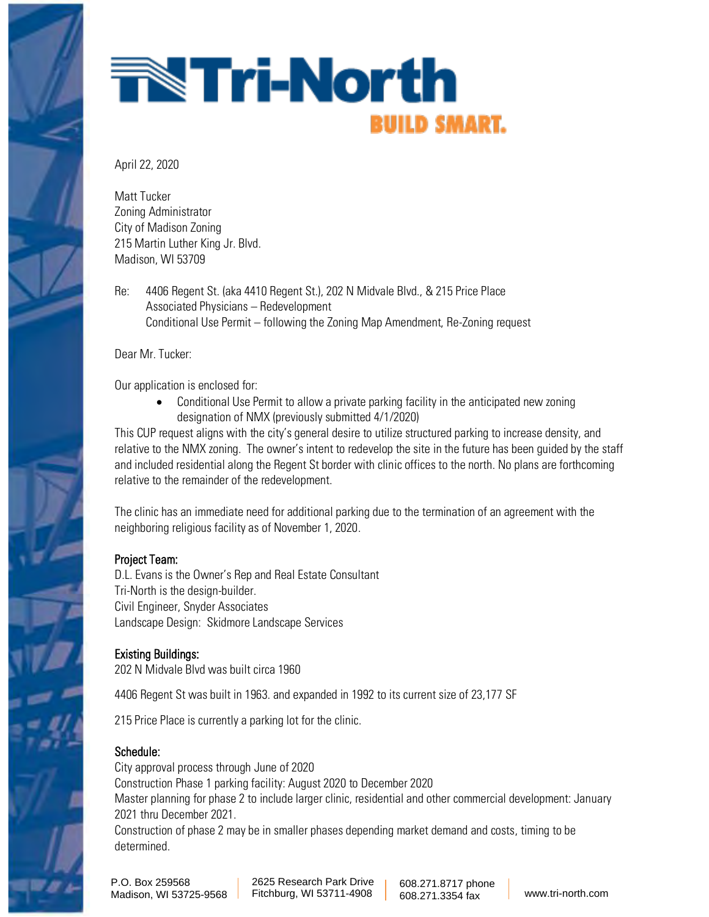# Tri-North
BUILD SMART.

April 22, 2020

Matt Tucker
Zoning Administrator
City of Madison Zoning
215 Martin Luther King Jr. Blvd.
Madison, WI 53709

Re: 4406 Regent St. (aka 4410 Regent St.), 202 N Midvale Blvd., & 215 Price Place
Associated Physicians – Redevelopment
Conditional Use Permit – following the Zoning Map Amendment, Re-Zoning request

Dear Mr. Tucker:

Our application is enclosed for:

- Conditional Use Permit to allow a private parking facility in the anticipated new zoning designation of NMX (previously submitted 4/1/2020)

This CUP request aligns with the city's general desire to utilize structured parking to increase density, and relative to the NMX zoning. The owner's intent to redevelop the site in the future has been guided by the staff and included residential along the Regent St border with clinic offices to the north. No plans are forthcoming relative to the remainder of the redevelopment.

The clinic has an immediate need for additional parking due to the termination of an agreement with the neighboring religious facility as of November 1, 2020.

**Project Team:**
D.L. Evans is the Owner's Rep and Real Estate Consultant
Tri-North is the design-builder.
Civil Engineer, Snyder Associates
Landscape Design: Skidmore Landscape Services

**Existing Buildings:**
202 N Midvale Blvd was built circa 1960

4406 Regent St was built in 1963. and expanded in 1992 to its current size of 23,177 SF

215 Price Place is currently a parking lot for the clinic.

**Schedule:**
City approval process through June of 2020
Construction Phase 1 parking facility: August 2020 to December 2020
Master planning for phase 2 to include larger clinic, residential and other commercial development: January 2021 thru December 2021.
Construction of phase 2 may be in smaller phases depending market demand and costs, timing to be determined.

P.O. Box 259568 Madison, WI 53725-9568 | 2625 Research Park Drive Fitchburg, WI 53711-4908 | 608.271.8717 phone 608.271.3354 fax | www.tri-north.com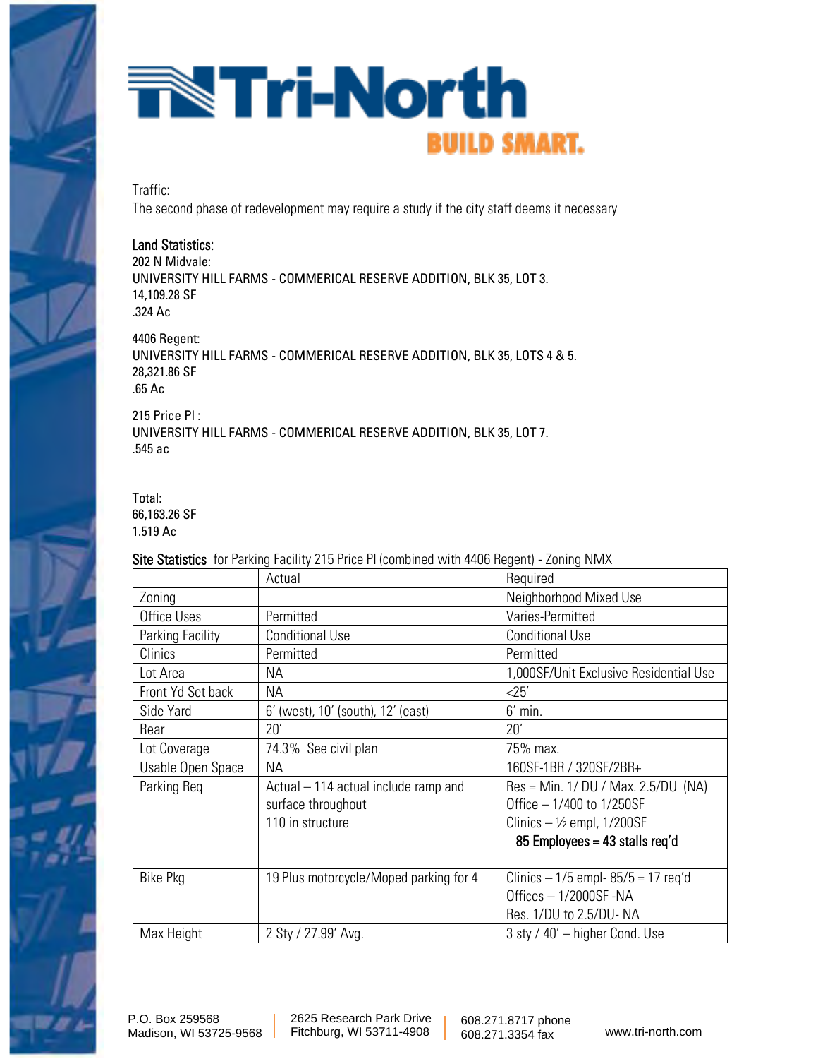Traffic:

The second phase of redevelopment may require a study if the city staff deems it necessary

**Land Statistics:**

202 N Midvale:
UNIVERSITY HILL FARMS - COMMERICAL RESERVE ADDITION, BLK 35, LOT 3.
14,109.28 SF
.324 Ac

4406 Regent:
UNIVERSITY HILL FARMS - COMMERICAL RESERVE ADDITION, BLK 35, LOTS 4 & 5.
28,321.86 SF
.65 Ac

215 Price Pl :
UNIVERSITY HILL FARMS - COMMERICAL RESERVE ADDITION, BLK 35, LOT 7.
.545 ac

Total:
66,163.26 SF
1.519 Ac

**Site Statistics** for Parking Facility 215 Price Pl (combined with 4406 Regent) - Zoning NMX

| | Actual | Required |
|---|---|---|
| Zoning | | Neighborhood Mixed Use |
| Office Uses | Permitted | Varies-Permitted |
| Parking Facility | Conditional Use | Conditional Use |
| Clinics | Permitted | Permitted |
| Lot Area | NA | 1,000SF/Unit Exclusive Residential Use |
| Front Yd Set back | NA | <25' |
| Side Yard | 6' (west), 10' (south), 12' (east) | 6' min. |
| Rear | 20' | 20' |
| Lot Coverage | 74.3% See civil plan | 75% max. |
| Usable Open Space | NA | 160SF-1BR / 320SF/2BR+ |
| Parking Req | Actual – 114 actual include ramp and surface throughout<br>110 in structure | Res = Min. 1/ DU / Max. 2.5/DU (NA)<br>Office – 1/400 to 1/250SF<br>Clinics – ½ empl, 1/200SF<br>85 Employees = 43 stalls req'd |
| Bike Pkg | 19 Plus motorcycle/Moped parking for 4 | Clinics – 1/5 empl- 85/5 = 17 req'd<br>Offices – 1/2000SF -NA<br>Res. 1/DU to 2.5/DU- NA |
| Max Height | 2 Sty / 27.99' Avg. | 3 sty / 40' – higher Cond. Use |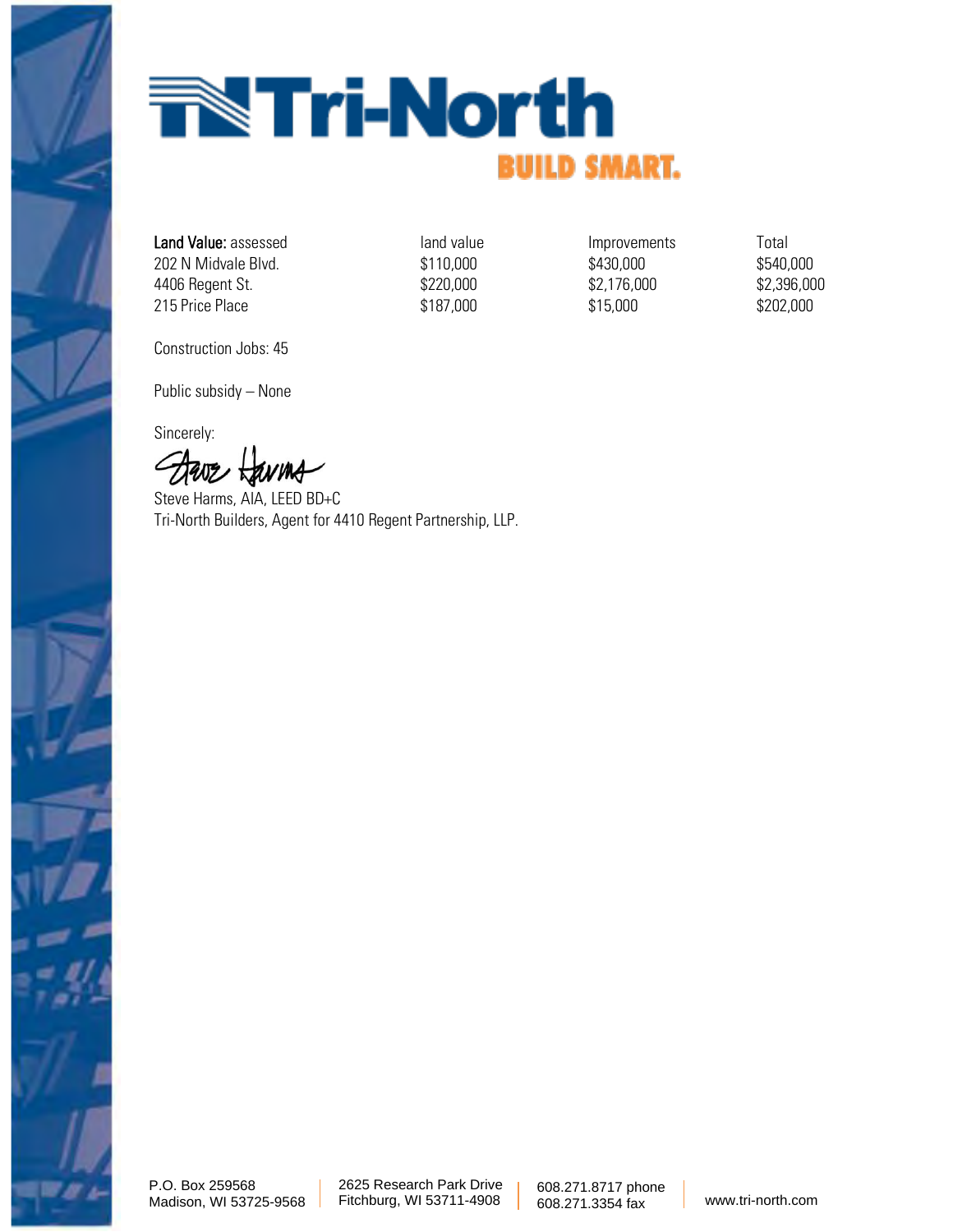# Tri-North

BUILD SMART.

| **Land Value:** assessed | land value | Improvements | Total |
|---|---|---|---|
| 202 N Midvale Blvd. | $110,000 | $430,000 | $540,000 |
| 4406 Regent St. | $220,000 | $2,176,000 | $2,396,000 |
| 215 Price Place | $187,000 | $15,000 | $202,000 |

Construction Jobs: 45

Public subsidy – None

Sincerely:

Steve Harms, AIA, LEED BD+C
Tri-North Builders, Agent for 4410 Regent Partnership, LLP.

P.O. Box 259568
Madison, WI 53725-9568

2625 Research Park Drive
Fitchburg, WI 53711-4908

608.271.8717 phone
608.271.3354 fax

www.tri-north.com